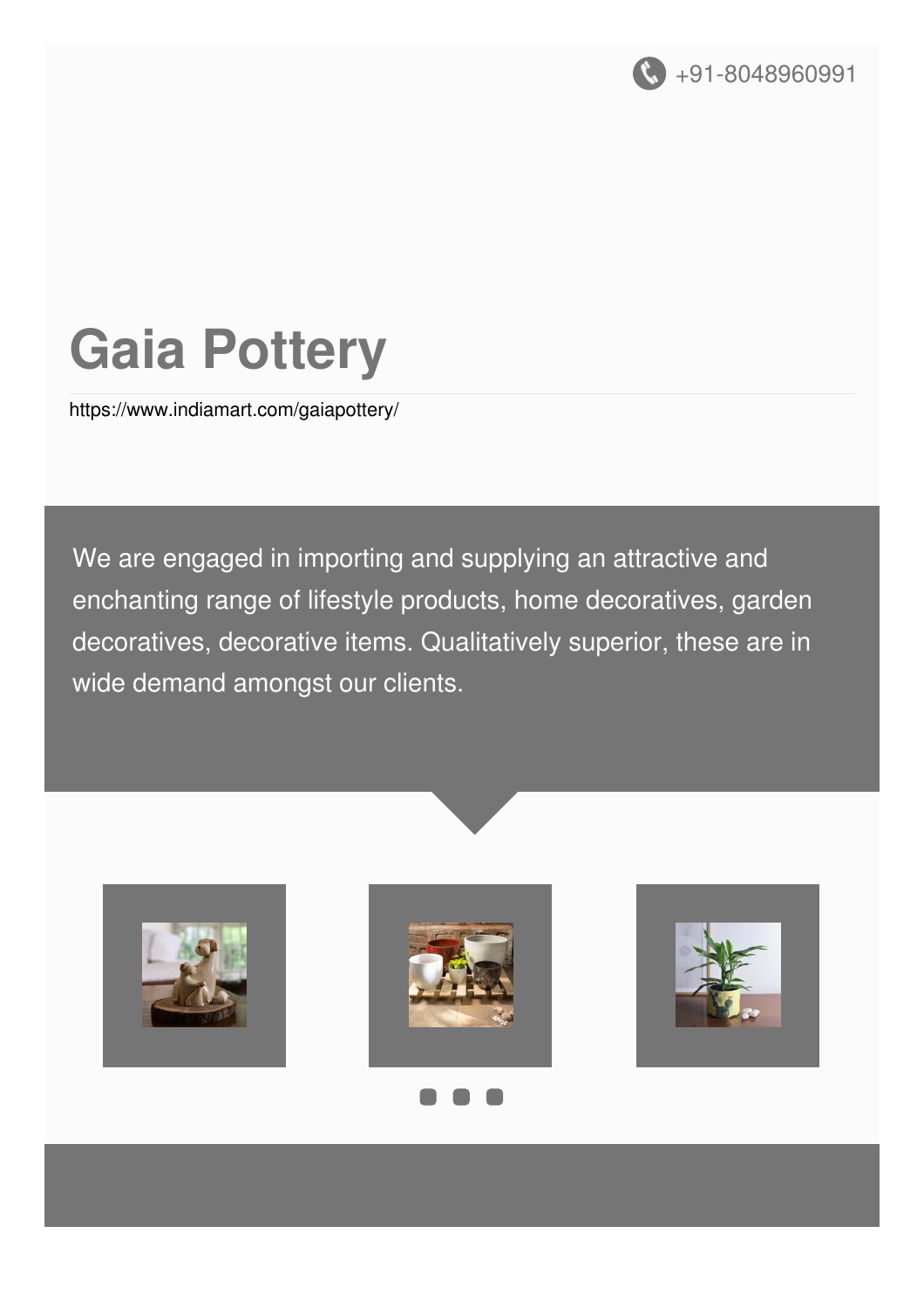+91-8048960991

# Gaia Pottery

https://www.indiamart.com/gaiapottery/

We are engaged in importing and supplying an attractive and enchanting range of lifestyle products, home decoratives, garden decoratives, decorative items. Qualitatively superior, these are in wide demand amongst our clients.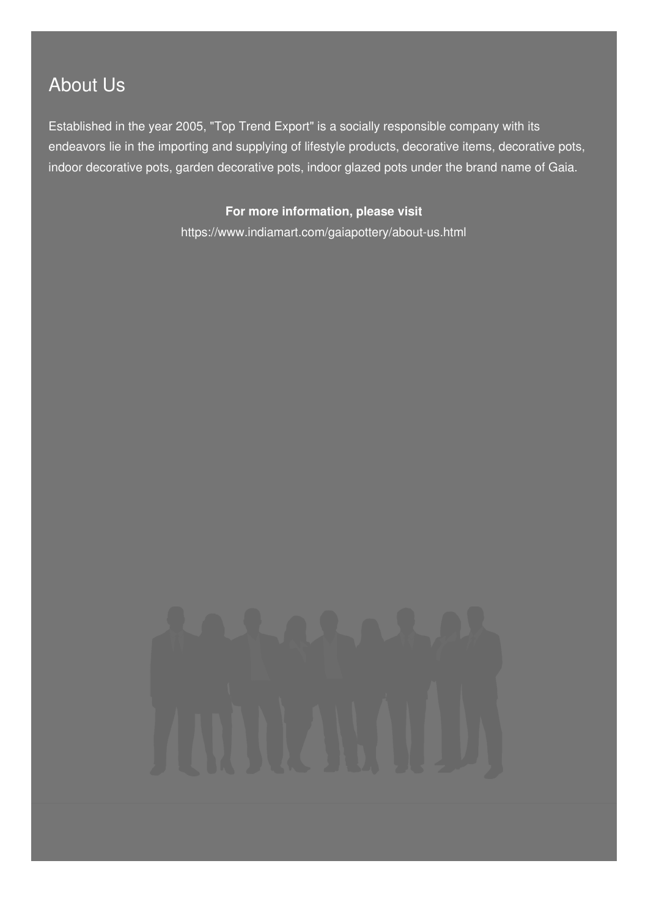## About Us

Established in the year 2005, "Top Trend Export" is a socially responsible company with its endeavors lie in the importing and supplying of lifestyle products, decorative items, decorative pots, indoor decorative pots, garden decorative pots, indoor glazed pots under the brand name of Gaia.

**For more information, please visit**

https://www.indiamart.com/gaiapottery/about-us.html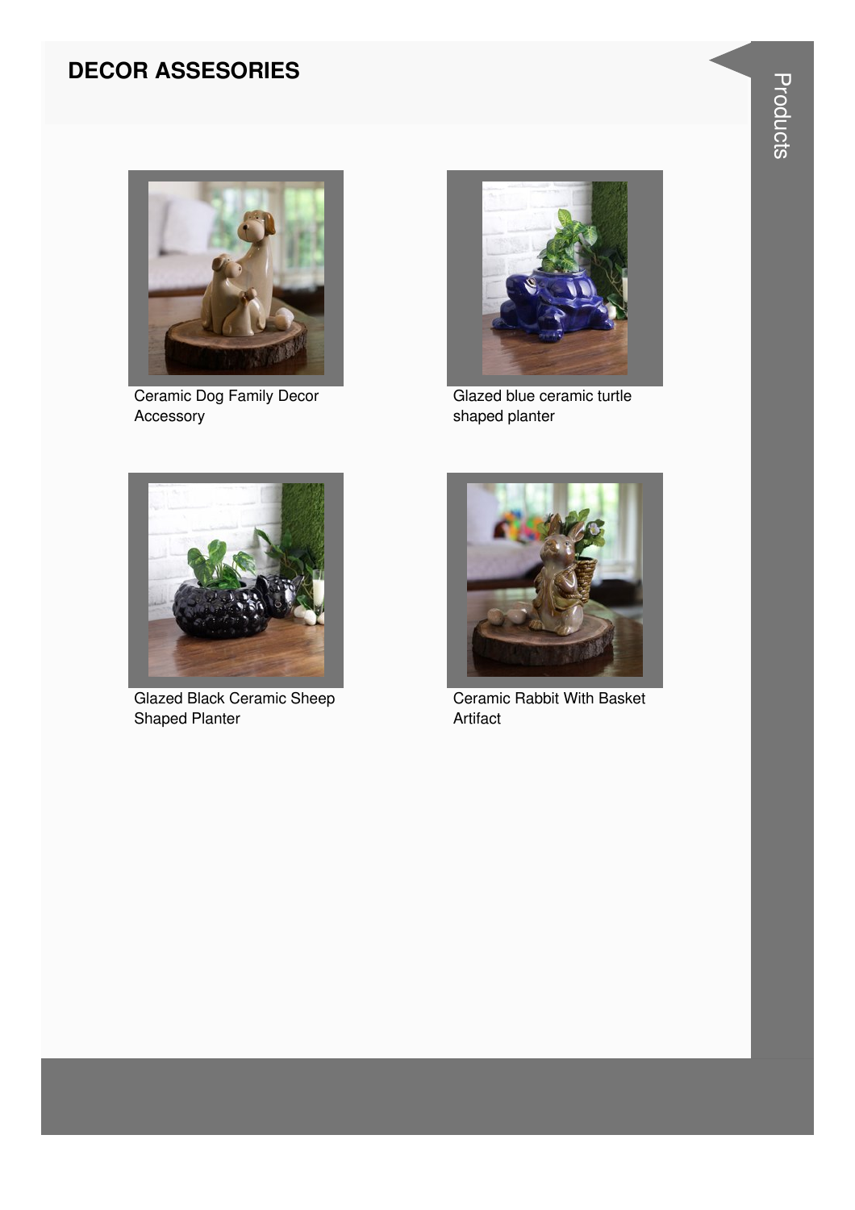## DECOR ASSESORIES

Ceramic Dog Family Decor Accessory

Glazed blue ceramic turtle shaped planter

Glazed Black Ceramic Sheep Shaped Planter

Ceramic Rabbit With Basket Artifact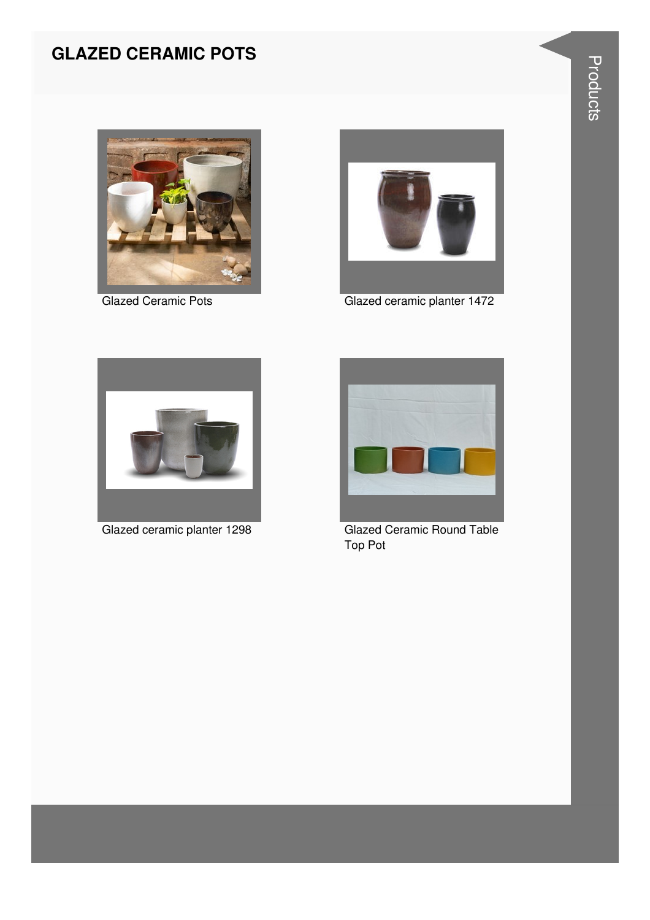# GLAZED CERAMIC POTS

Glazed Ceramic Pots

Glazed ceramic planter 1472

Glazed ceramic planter 1298

Glazed Ceramic Round Table Top Pot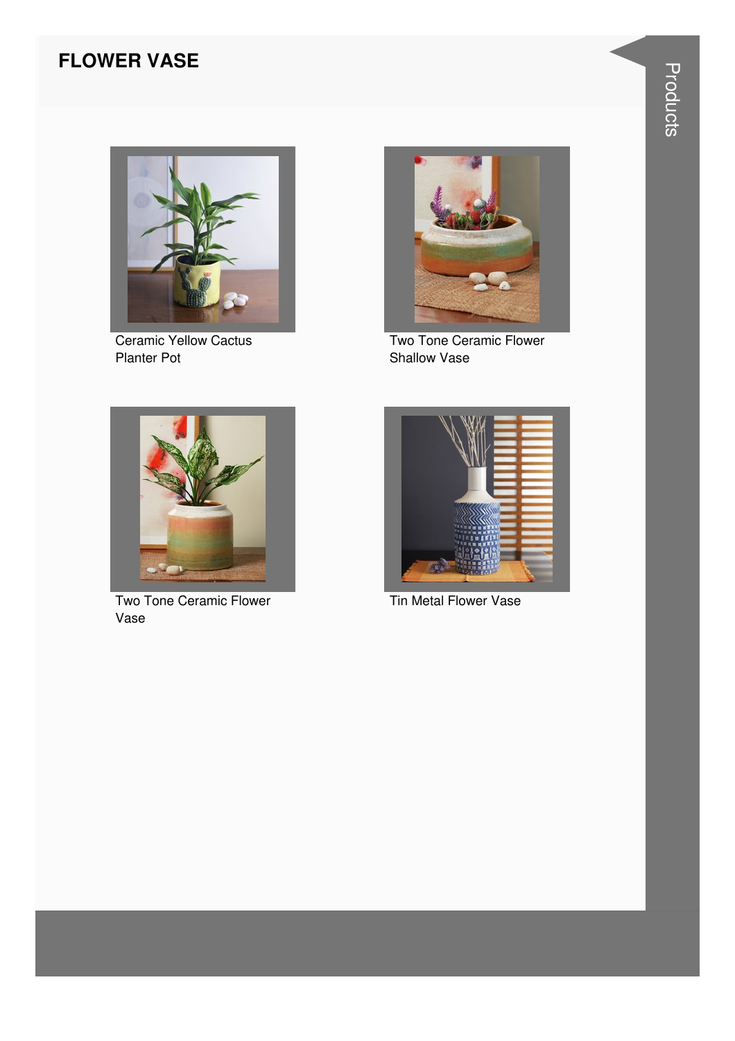## FLOWER VASE

Ceramic Yellow Cactus Planter Pot

Two Tone Ceramic Flower Shallow Vase

Two Tone Ceramic Flower Vase

Tin Metal Flower Vase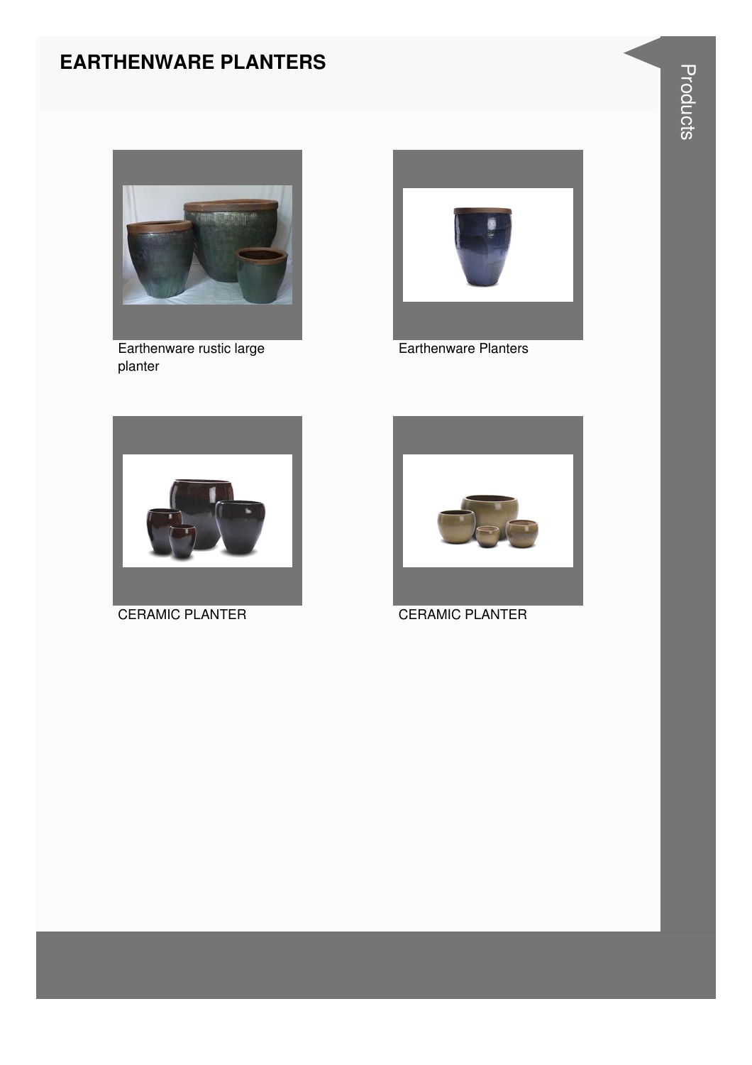# EARTHENWARE PLANTERS

Earthenware rustic large planter

Earthenware Planters

CERAMIC PLANTER

CERAMIC PLANTER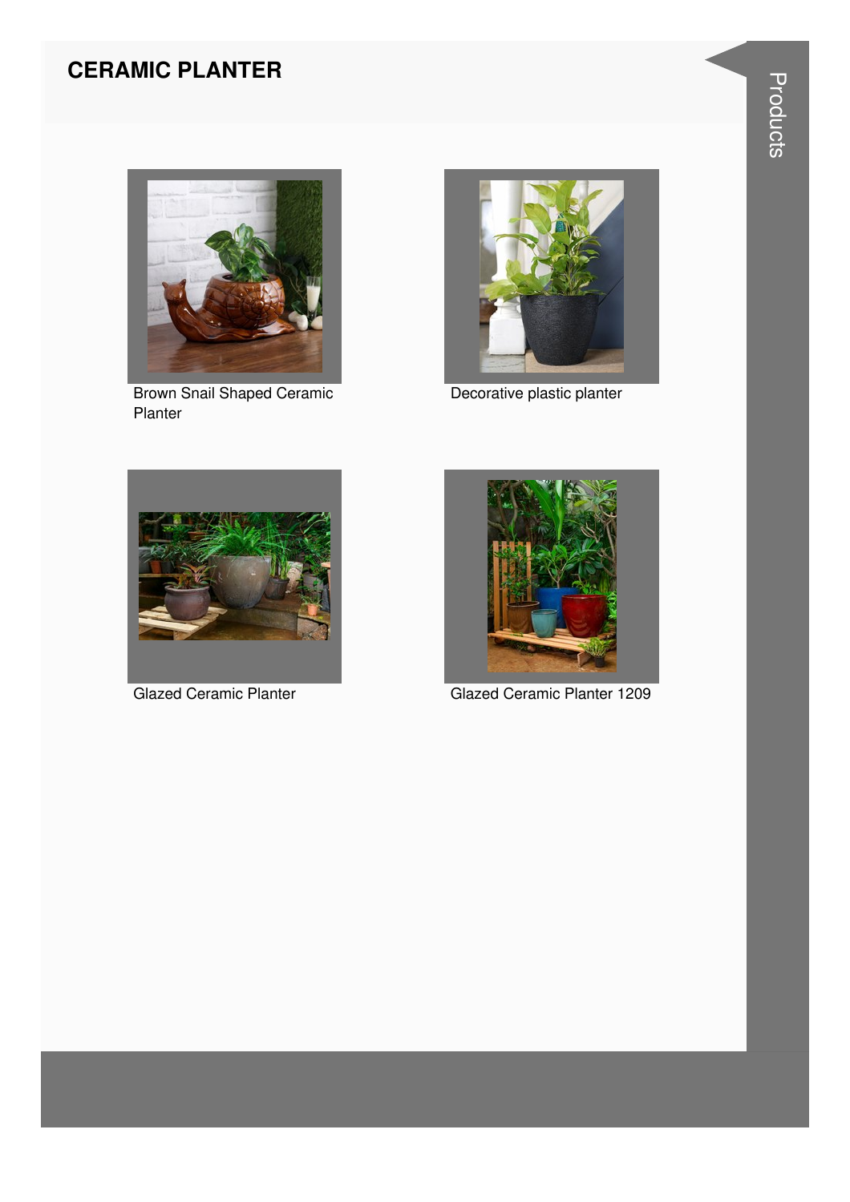## CERAMIC PLANTER

Brown Snail Shaped Ceramic Planter

Decorative plastic planter

Glazed Ceramic Planter

Glazed Ceramic Planter 1209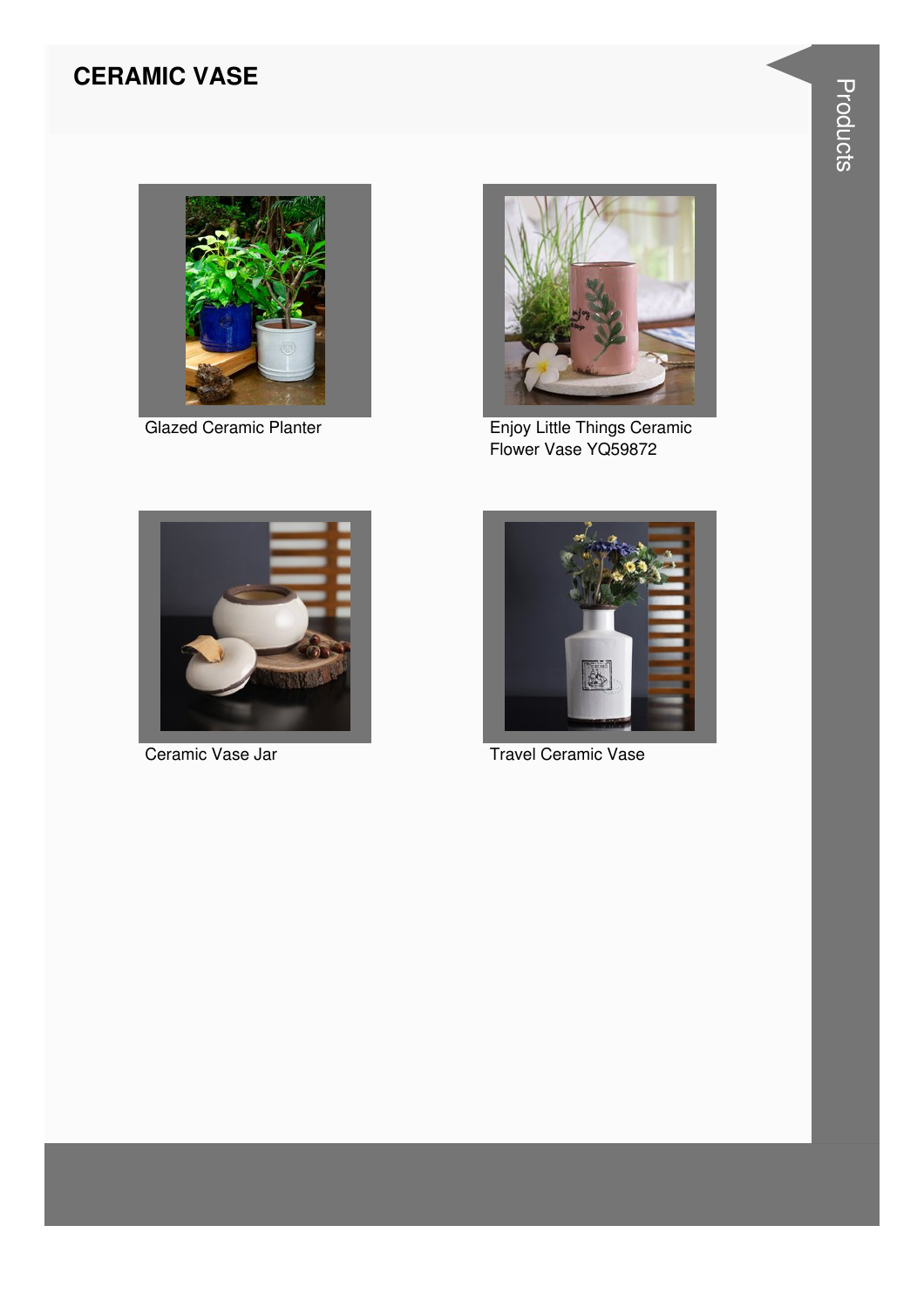# CERAMIC VASE

Glazed Ceramic Planter

Enjoy Little Things Ceramic Flower Vase YQ59872

Ceramic Vase Jar

Travel Ceramic Vase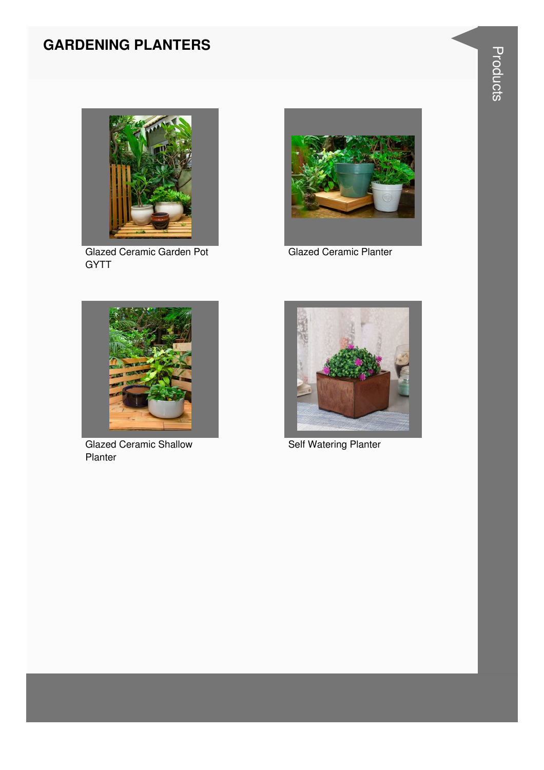# GARDENING PLANTERS

Glazed Ceramic Garden Pot GYTT

Glazed Ceramic Planter

Glazed Ceramic Shallow Planter

Self Watering Planter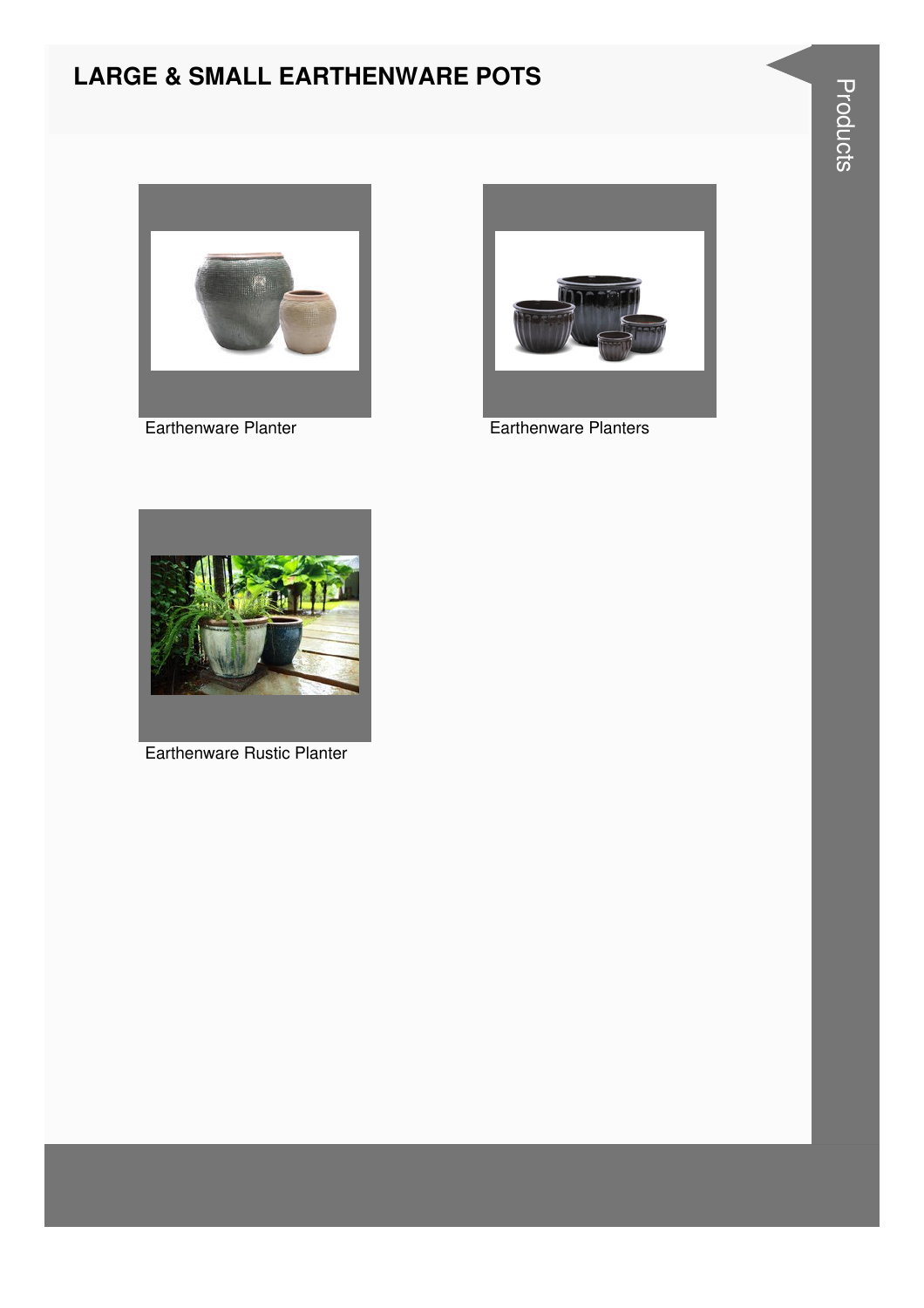# LARGE & SMALL EARTHENWARE POTS

Earthenware Planter

Earthenware Planters

Earthenware Rustic Planter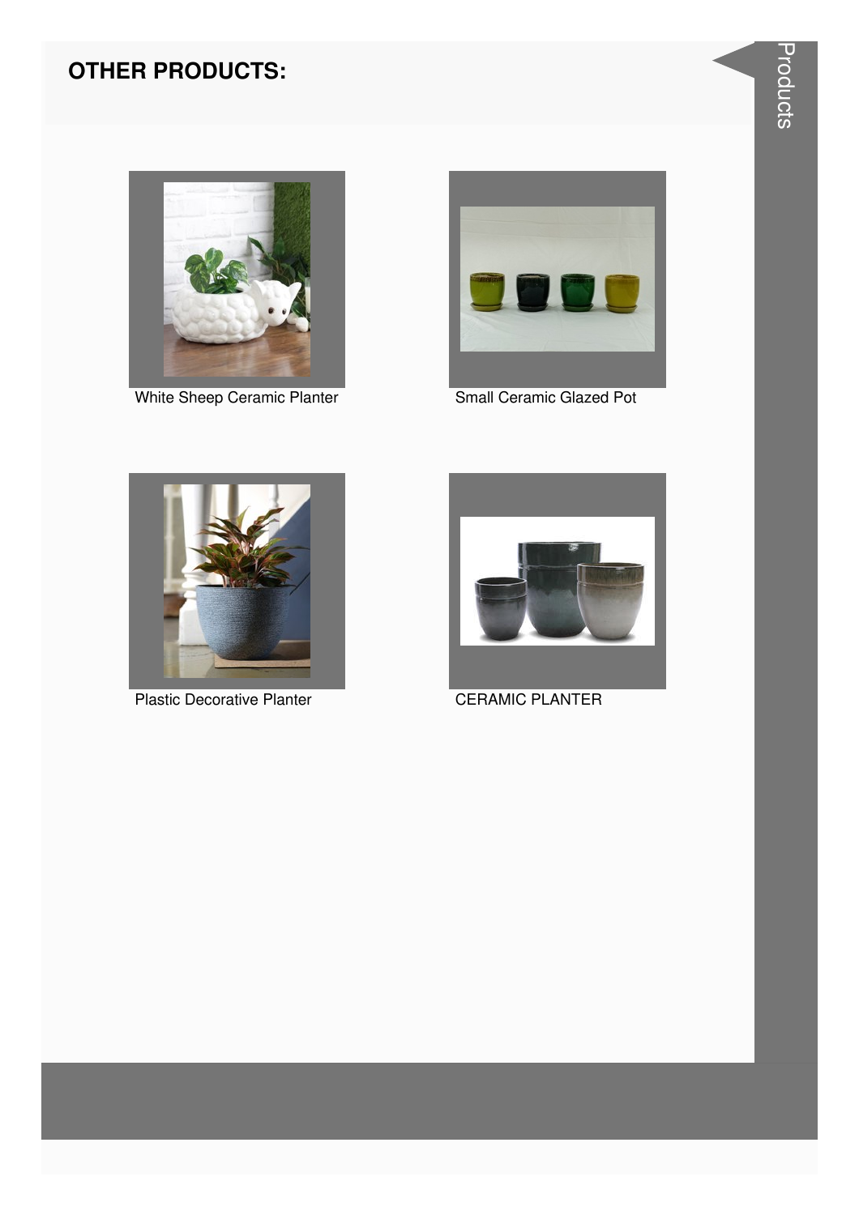## OTHER PRODUCTS:

White Sheep Ceramic Planter

Small Ceramic Glazed Pot

Plastic Decorative Planter

CERAMIC PLANTER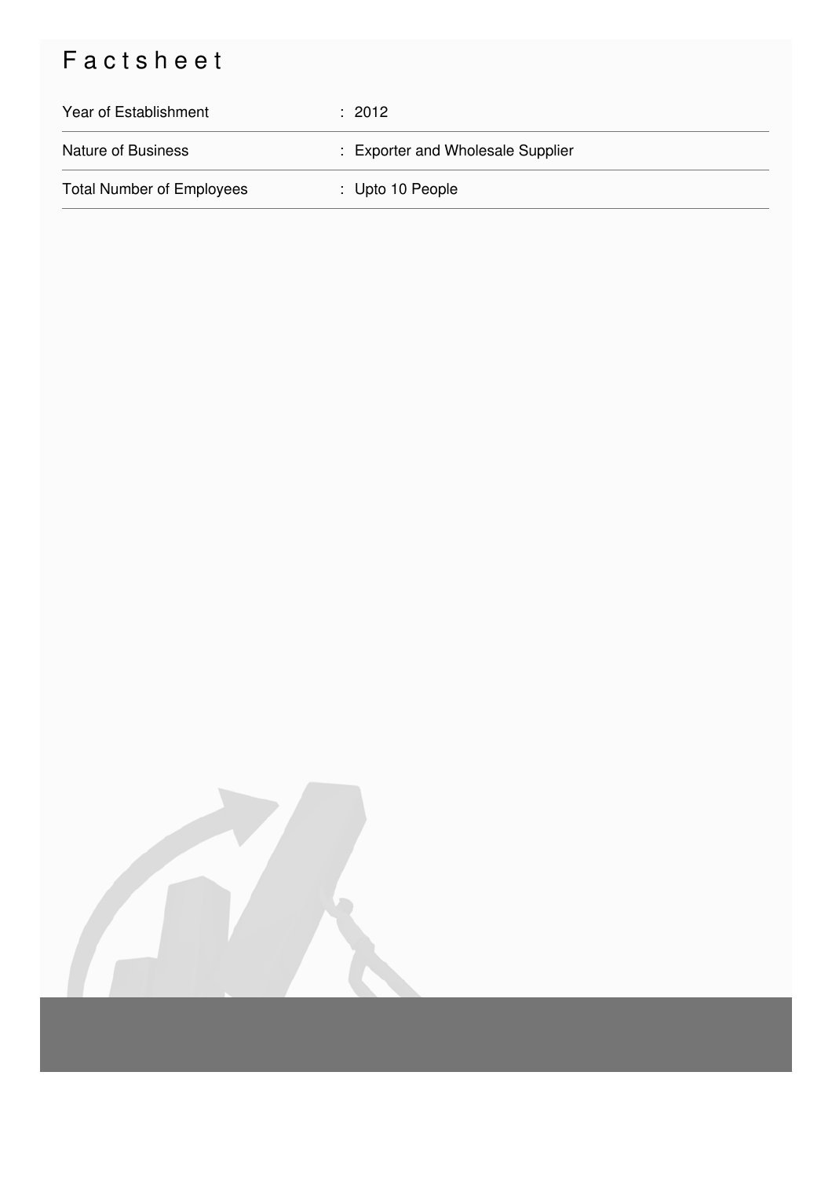# Factsheet

| | |
|---|---|
| Year of Establishment | : 2012 |
| Nature of Business | : Exporter and Wholesale Supplier |
| Total Number of Employees | : Upto 10 People |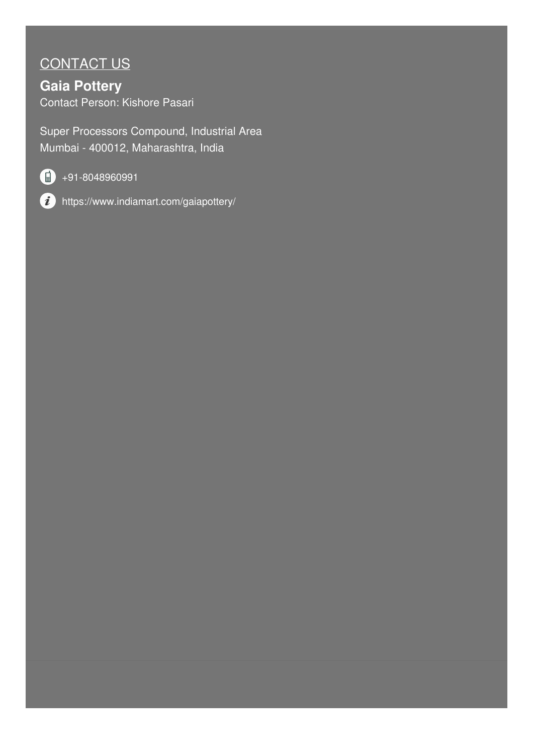## CONTACT US

### Gaia Pottery

Contact Person: Kishore Pasari

Super Processors Compound, Industrial Area
Mumbai - 400012, Maharashtra, India

+91-8048960991

https://www.indiamart.com/gaiapottery/